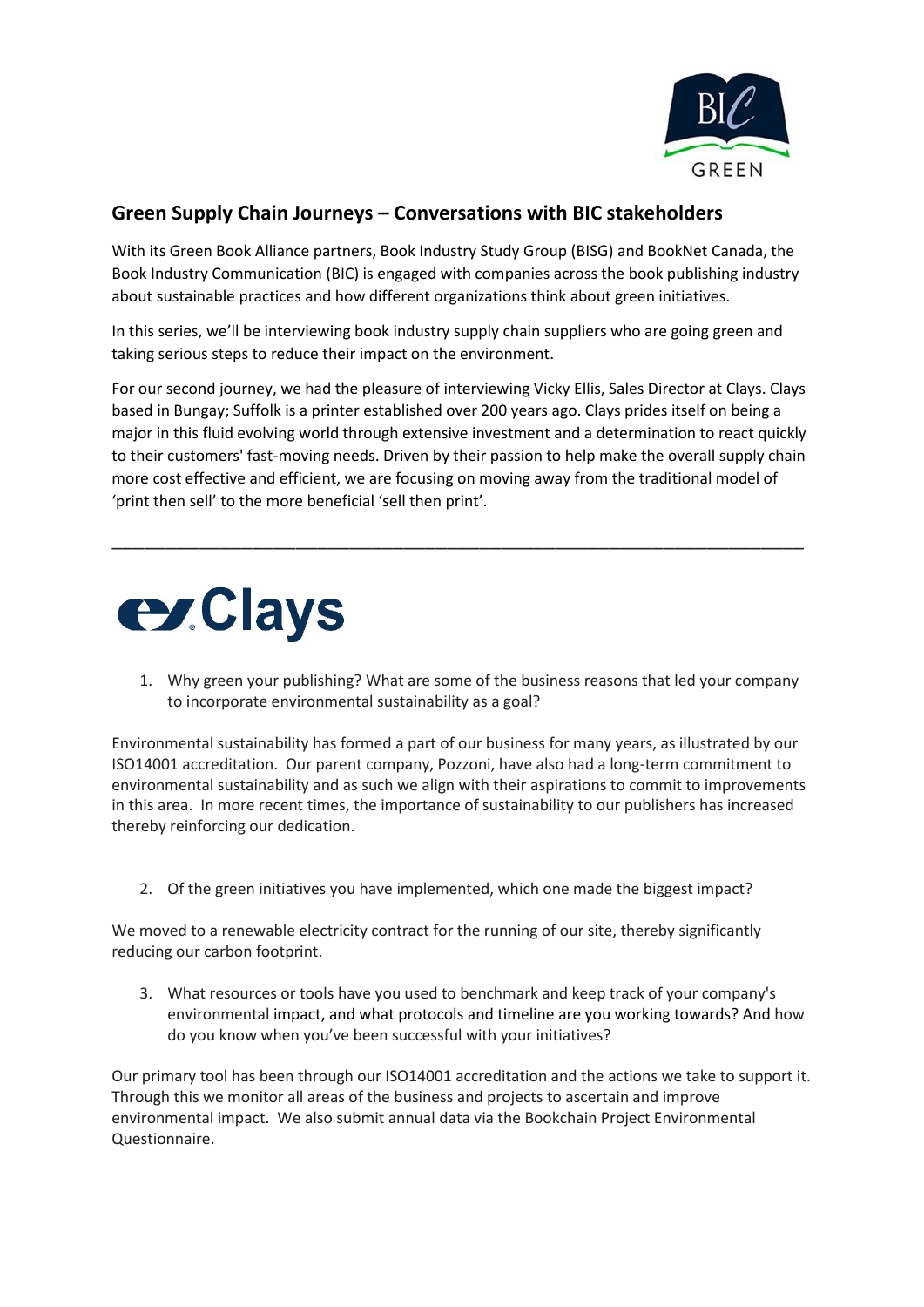## Green Supply Chain Journeys – Conversations with BIC stakeholders

With its Green Book Alliance partners, Book Industry Study Group (BISG) and BookNet Canada, the Book Industry Communication (BIC) is engaged with companies across the book publishing industry about sustainable practices and how different organizations think about green initiatives.

In this series, we'll be interviewing book industry supply chain suppliers who are going green and taking serious steps to reduce their impact on the environment.

For our second journey, we had the pleasure of interviewing Vicky Ellis, Sales Director at Clays. Clays based in Bungay; Suffolk is a printer established over 200 years ago. Clays prides itself on being a major in this fluid evolving world through extensive investment and a determination to react quickly to their customers' fast-moving needs. Driven by their passion to help make the overall supply chain more cost effective and efficient, we are focusing on moving away from the traditional model of 'print then sell' to the more beneficial 'sell then print'.

---

1. Why green your publishing? What are some of the business reasons that led your company to incorporate environmental sustainability as a goal?

Environmental sustainability has formed a part of our business for many years, as illustrated by our ISO14001 accreditation. Our parent company, Pozzoni, have also had a long-term commitment to environmental sustainability and as such we align with their aspirations to commit to improvements in this area. In more recent times, the importance of sustainability to our publishers has increased thereby reinforcing our dedication.

2. Of the green initiatives you have implemented, which one made the biggest impact?

We moved to a renewable electricity contract for the running of our site, thereby significantly reducing our carbon footprint.

3. What resources or tools have you used to benchmark and keep track of your company's environmental impact, and what protocols and timeline are you working towards? And how do you know when you've been successful with your initiatives?

Our primary tool has been through our ISO14001 accreditation and the actions we take to support it. Through this we monitor all areas of the business and projects to ascertain and improve environmental impact. We also submit annual data via the Bookchain Project Environmental Questionnaire.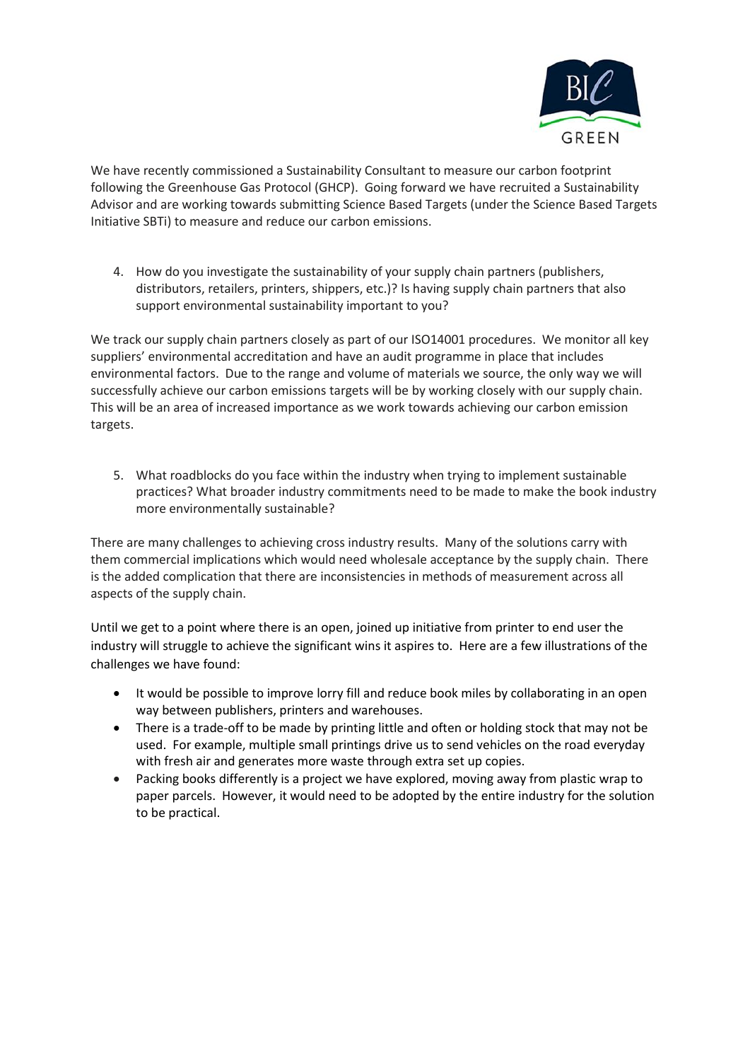We have recently commissioned a Sustainability Consultant to measure our carbon footprint following the Greenhouse Gas Protocol (GHCP). Going forward we have recruited a Sustainability Advisor and are working towards submitting Science Based Targets (under the Science Based Targets Initiative SBTi) to measure and reduce our carbon emissions.

4. How do you investigate the sustainability of your supply chain partners (publishers, distributors, retailers, printers, shippers, etc.)? Is having supply chain partners that also support environmental sustainability important to you?

We track our supply chain partners closely as part of our ISO14001 procedures. We monitor all key suppliers' environmental accreditation and have an audit programme in place that includes environmental factors. Due to the range and volume of materials we source, the only way we will successfully achieve our carbon emissions targets will be by working closely with our supply chain. This will be an area of increased importance as we work towards achieving our carbon emission targets.

5. What roadblocks do you face within the industry when trying to implement sustainable practices? What broader industry commitments need to be made to make the book industry more environmentally sustainable?

There are many challenges to achieving cross industry results. Many of the solutions carry with them commercial implications which would need wholesale acceptance by the supply chain. There is the added complication that there are inconsistencies in methods of measurement across all aspects of the supply chain.

Until we get to a point where there is an open, joined up initiative from printer to end user the industry will struggle to achieve the significant wins it aspires to. Here are a few illustrations of the challenges we have found:

- It would be possible to improve lorry fill and reduce book miles by collaborating in an open way between publishers, printers and warehouses.
- There is a trade-off to be made by printing little and often or holding stock that may not be used. For example, multiple small printings drive us to send vehicles on the road everyday with fresh air and generates more waste through extra set up copies.
- Packing books differently is a project we have explored, moving away from plastic wrap to paper parcels. However, it would need to be adopted by the entire industry for the solution to be practical.